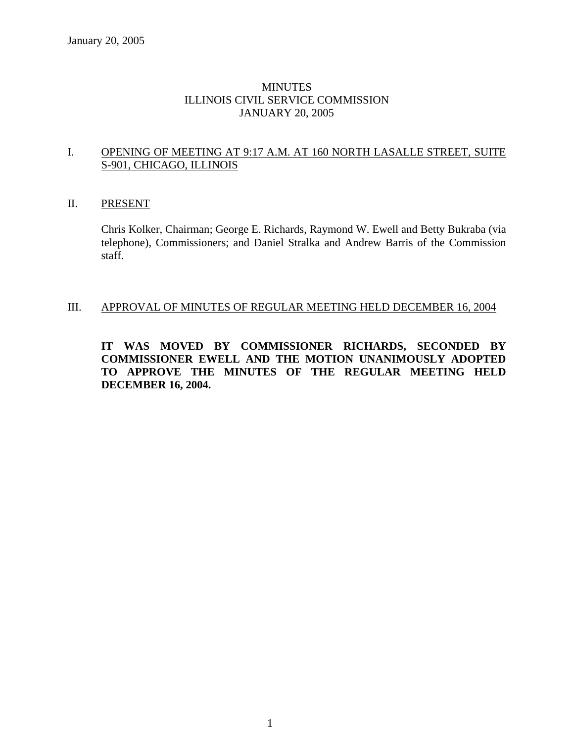# MINUTES
# ILLINOIS CIVIL SERVICE COMMISSION
# JANUARY 20, 2005

## I. OPENING OF MEETING AT 9:17 A.M. AT 160 NORTH LASALLE STREET, SUITE S-901, CHICAGO, ILLINOIS

## II. PRESENT

Chris Kolker, Chairman; George E. Richards, Raymond W. Ewell and Betty Bukraba (via telephone), Commissioners; and Daniel Stralka and Andrew Barris of the Commission staff.

## III. APPROVAL OF MINUTES OF REGULAR MEETING HELD DECEMBER 16, 2004

**IT WAS MOVED BY COMMISSIONER RICHARDS, SECONDED BY COMMISSIONER EWELL AND THE MOTION UNANIMOUSLY ADOPTED TO APPROVE THE MINUTES OF THE REGULAR MEETING HELD DECEMBER 16, 2004.**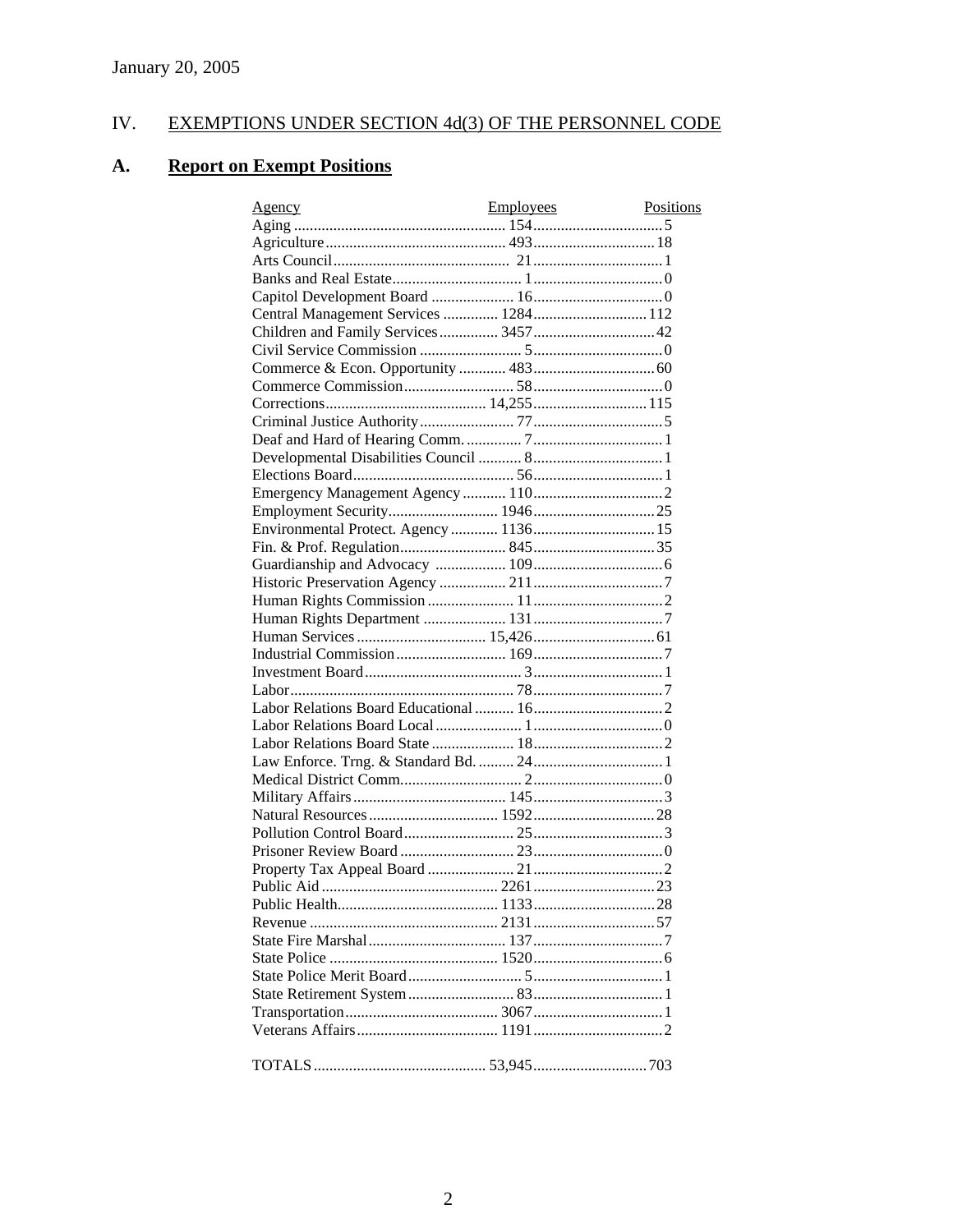January 20, 2005

# IV. EXEMPTIONS UNDER SECTION 4d(3) OF THE PERSONNEL CODE

## A. Report on Exempt Positions

| Agency | Employees | Positions |
|---|---|---|
| Aging | 154 | 5 |
| Agriculture | 493 | 18 |
| Arts Council | 21 | 1 |
| Banks and Real Estate | 1 | 0 |
| Capitol Development Board | 16 | 0 |
| Central Management Services | 1284 | 112 |
| Children and Family Services | 3457 | 42 |
| Civil Service Commission | 5 | 0 |
| Commerce & Econ. Opportunity | 483 | 60 |
| Commerce Commission | 58 | 0 |
| Corrections | 14,255 | 115 |
| Criminal Justice Authority | 77 | 5 |
| Deaf and Hard of Hearing Comm. | 7 | 1 |
| Developmental Disabilities Council | 8 | 1 |
| Elections Board | 56 | 1 |
| Emergency Management Agency | 110 | 2 |
| Employment Security | 1946 | 25 |
| Environmental Protect. Agency | 1136 | 15 |
| Fin. & Prof. Regulation | 845 | 35 |
| Guardianship and Advocacy | 109 | 6 |
| Historic Preservation Agency | 211 | 7 |
| Human Rights Commission | 11 | 2 |
| Human Rights Department | 131 | 7 |
| Human Services | 15,426 | 61 |
| Industrial Commission | 169 | 7 |
| Investment Board | 3 | 1 |
| Labor | 78 | 7 |
| Labor Relations Board Educational | 16 | 2 |
| Labor Relations Board Local | 1 | 0 |
| Labor Relations Board State | 18 | 2 |
| Law Enforce. Trng. & Standard Bd. | 24 | 1 |
| Medical District Comm. | 2 | 0 |
| Military Affairs | 145 | 3 |
| Natural Resources | 1592 | 28 |
| Pollution Control Board | 25 | 3 |
| Prisoner Review Board | 23 | 0 |
| Property Tax Appeal Board | 21 | 2 |
| Public Aid | 2261 | 23 |
| Public Health | 1133 | 28 |
| Revenue | 2131 | 57 |
| State Fire Marshal | 137 | 7 |
| State Police | 1520 | 6 |
| State Police Merit Board | 5 | 1 |
| State Retirement System | 83 | 1 |
| Transportation | 3067 | 1 |
| Veterans Affairs | 1191 | 2 |
| TOTALS | 53,945 | 703 |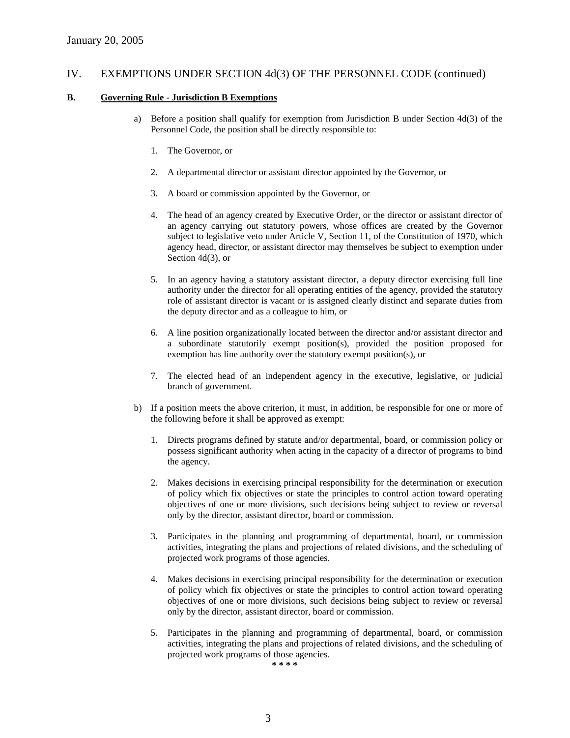January 20, 2005

## IV. EXEMPTIONS UNDER SECTION 4d(3) OF THE PERSONNEL CODE (continued)

### B. Governing Rule - Jurisdiction B Exemptions

a) Before a position shall qualify for exemption from Jurisdiction B under Section 4d(3) of the Personnel Code, the position shall be directly responsible to:

1. The Governor, or
2. A departmental director or assistant director appointed by the Governor, or
3. A board or commission appointed by the Governor, or
4. The head of an agency created by Executive Order, or the director or assistant director of an agency carrying out statutory powers, whose offices are created by the Governor subject to legislative veto under Article V, Section 11, of the Constitution of 1970, which agency head, director, or assistant director may themselves be subject to exemption under Section 4d(3), or
5. In an agency having a statutory assistant director, a deputy director exercising full line authority under the director for all operating entities of the agency, provided the statutory role of assistant director is vacant or is assigned clearly distinct and separate duties from the deputy director and as a colleague to him, or
6. A line position organizationally located between the director and/or assistant director and a subordinate statutorily exempt position(s), provided the position proposed for exemption has line authority over the statutory exempt position(s), or
7. The elected head of an independent agency in the executive, legislative, or judicial branch of government.

b) If a position meets the above criterion, it must, in addition, be responsible for one or more of the following before it shall be approved as exempt:

1. Directs programs defined by statute and/or departmental, board, or commission policy or possess significant authority when acting in the capacity of a director of programs to bind the agency.
2. Makes decisions in exercising principal responsibility for the determination or execution of policy which fix objectives or state the principles to control action toward operating objectives of one or more divisions, such decisions being subject to review or reversal only by the director, assistant director, board or commission.
3. Participates in the planning and programming of departmental, board, or commission activities, integrating the plans and projections of related divisions, and the scheduling of projected work programs of those agencies.
4. Makes decisions in exercising principal responsibility for the determination or execution of policy which fix objectives or state the principles to control action toward operating objectives of one or more divisions, such decisions being subject to review or reversal only by the director, assistant director, board or commission.
5. Participates in the planning and programming of departmental, board, or commission activities, integrating the plans and projections of related divisions, and the scheduling of projected work programs of those agencies.

\* \* \* \*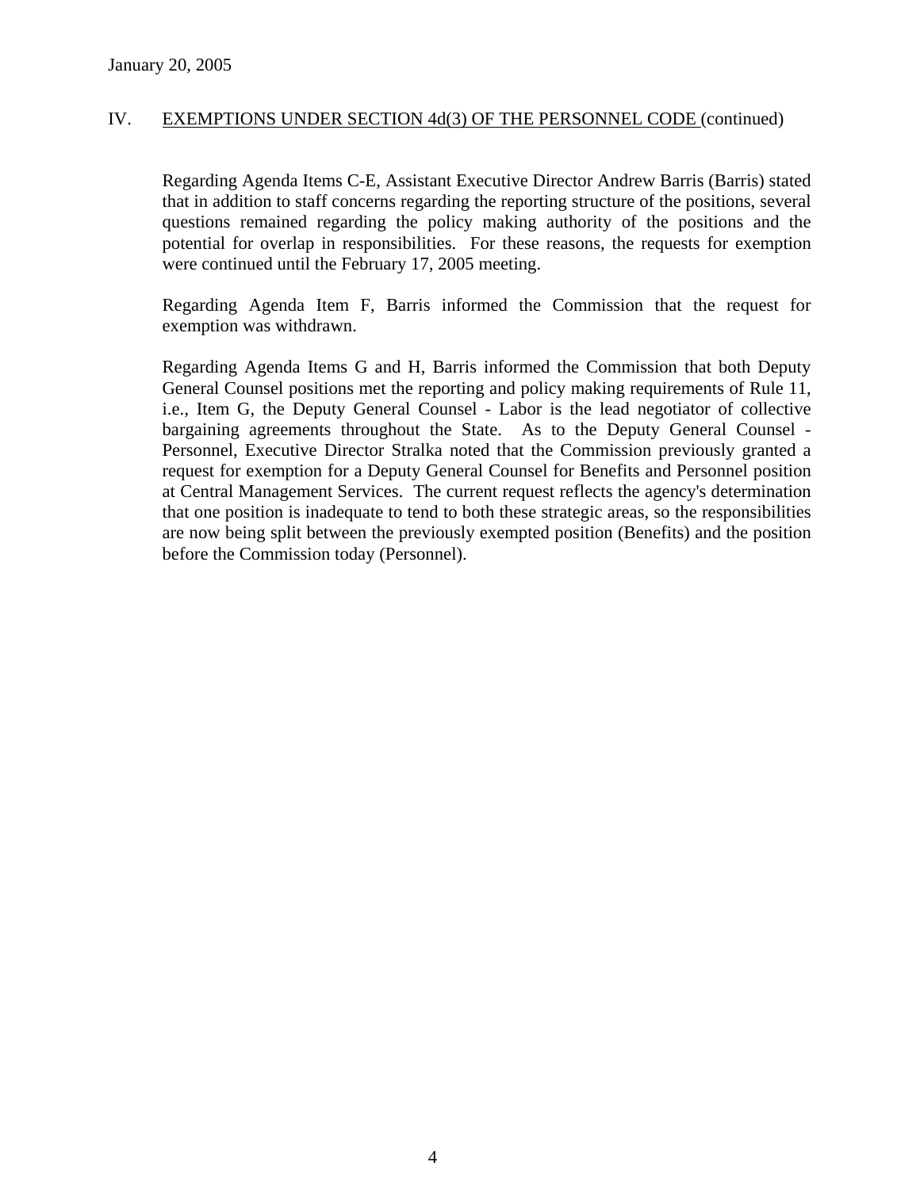January 20, 2005

## IV. EXEMPTIONS UNDER SECTION 4d(3) OF THE PERSONNEL CODE (continued)

Regarding Agenda Items C-E, Assistant Executive Director Andrew Barris (Barris) stated that in addition to staff concerns regarding the reporting structure of the positions, several questions remained regarding the policy making authority of the positions and the potential for overlap in responsibilities. For these reasons, the requests for exemption were continued until the February 17, 2005 meeting.

Regarding Agenda Item F, Barris informed the Commission that the request for exemption was withdrawn.

Regarding Agenda Items G and H, Barris informed the Commission that both Deputy General Counsel positions met the reporting and policy making requirements of Rule 11, i.e., Item G, the Deputy General Counsel - Labor is the lead negotiator of collective bargaining agreements throughout the State. As to the Deputy General Counsel - Personnel, Executive Director Stralka noted that the Commission previously granted a request for exemption for a Deputy General Counsel for Benefits and Personnel position at Central Management Services. The current request reflects the agency's determination that one position is inadequate to tend to both these strategic areas, so the responsibilities are now being split between the previously exempted position (Benefits) and the position before the Commission today (Personnel).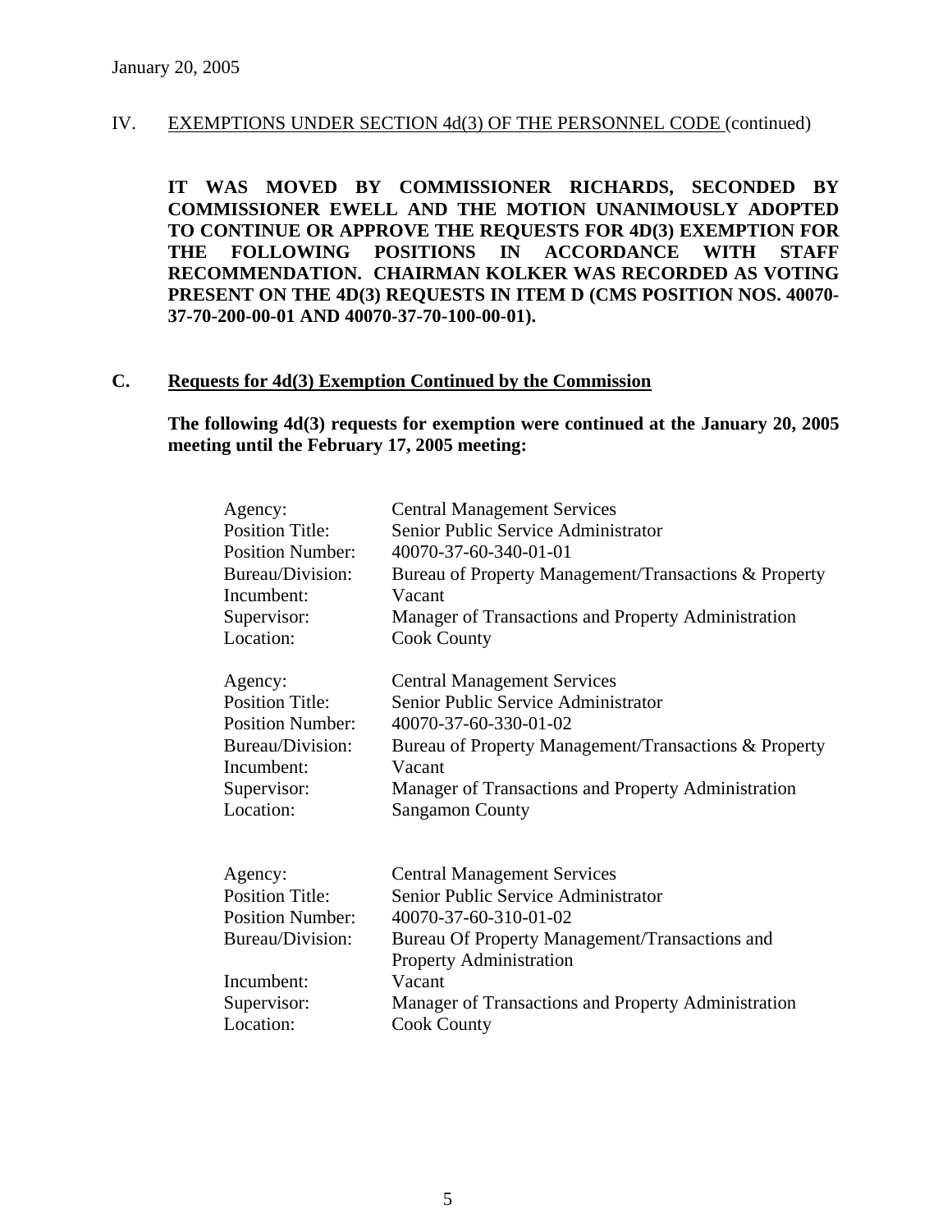January 20, 2005

IV. EXEMPTIONS UNDER SECTION 4d(3) OF THE PERSONNEL CODE (continued)

**IT WAS MOVED BY COMMISSIONER RICHARDS, SECONDED BY COMMISSIONER EWELL AND THE MOTION UNANIMOUSLY ADOPTED TO CONTINUE OR APPROVE THE REQUESTS FOR 4D(3) EXEMPTION FOR THE FOLLOWING POSITIONS IN ACCORDANCE WITH STAFF RECOMMENDATION. CHAIRMAN KOLKER WAS RECORDED AS VOTING PRESENT ON THE 4D(3) REQUESTS IN ITEM D (CMS POSITION NOS. 40070-37-70-200-00-01 AND 40070-37-70-100-00-01).**

## C. Requests for 4d(3) Exemption Continued by the Commission

**The following 4d(3) requests for exemption were continued at the January 20, 2005 meeting until the February 17, 2005 meeting:**

Agency: Central Management Services
Position Title: Senior Public Service Administrator
Position Number: 40070-37-60-340-01-01
Bureau/Division: Bureau of Property Management/Transactions & Property
Incumbent: Vacant
Supervisor: Manager of Transactions and Property Administration
Location: Cook County

Agency: Central Management Services
Position Title: Senior Public Service Administrator
Position Number: 40070-37-60-330-01-02
Bureau/Division: Bureau of Property Management/Transactions & Property
Incumbent: Vacant
Supervisor: Manager of Transactions and Property Administration
Location: Sangamon County

Agency: Central Management Services
Position Title: Senior Public Service Administrator
Position Number: 40070-37-60-310-01-02
Bureau/Division: Bureau Of Property Management/Transactions and Property Administration
Incumbent: Vacant
Supervisor: Manager of Transactions and Property Administration
Location: Cook County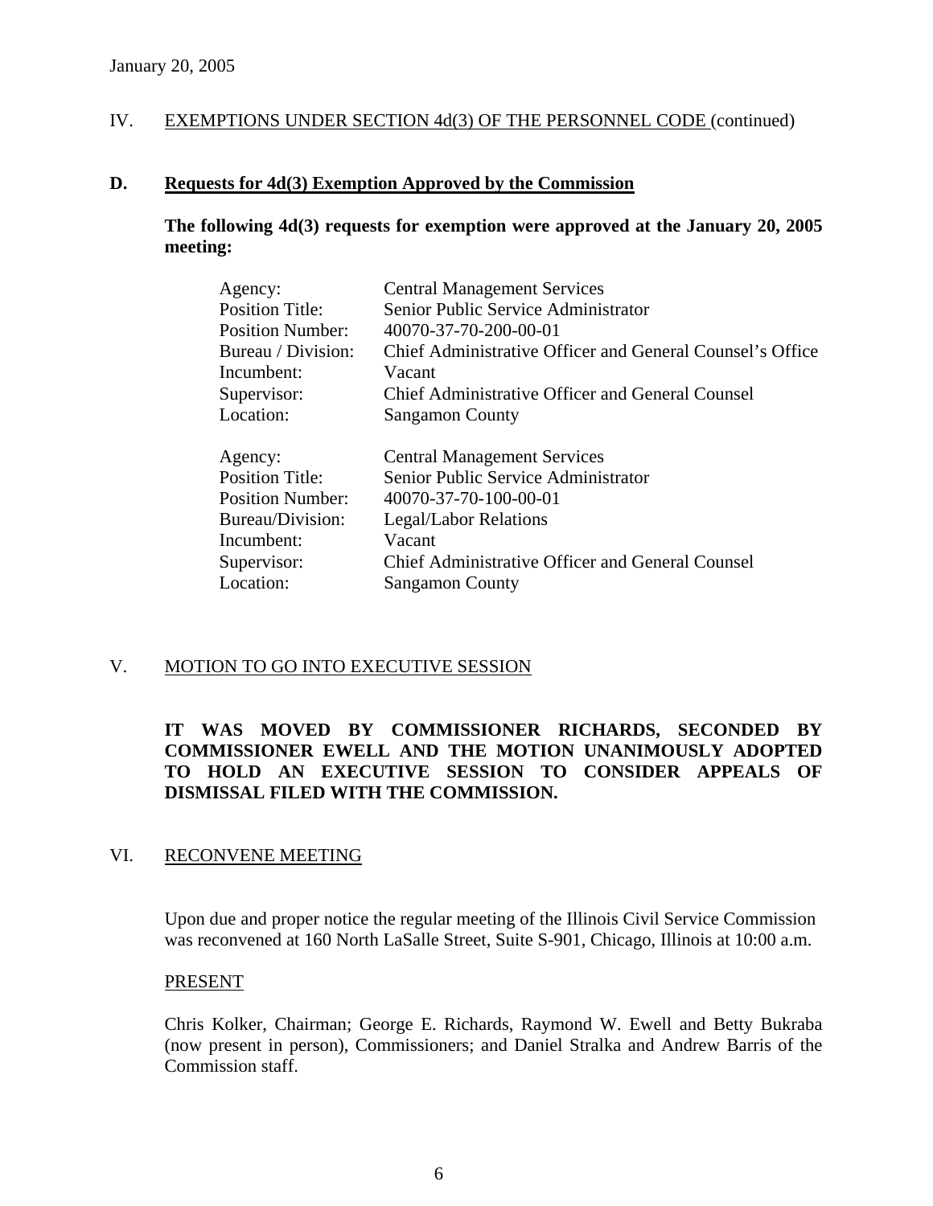January 20, 2005

## IV. EXEMPTIONS UNDER SECTION 4d(3) OF THE PERSONNEL CODE (continued)

### D. Requests for 4d(3) Exemption Approved by the Commission

**The following 4d(3) requests for exemption were approved at the January 20, 2005 meeting:**

| | |
|---|---|
| Agency: | Central Management Services |
| Position Title: | Senior Public Service Administrator |
| Position Number: | 40070-37-70-200-00-01 |
| Bureau / Division: | Chief Administrative Officer and General Counsel's Office |
| Incumbent: | Vacant |
| Supervisor: | Chief Administrative Officer and General Counsel |
| Location: | Sangamon County |

| | |
|---|---|
| Agency: | Central Management Services |
| Position Title: | Senior Public Service Administrator |
| Position Number: | 40070-37-70-100-00-01 |
| Bureau/Division: | Legal/Labor Relations |
| Incumbent: | Vacant |
| Supervisor: | Chief Administrative Officer and General Counsel |
| Location: | Sangamon County |

## V. MOTION TO GO INTO EXECUTIVE SESSION

**IT WAS MOVED BY COMMISSIONER RICHARDS, SECONDED BY COMMISSIONER EWELL AND THE MOTION UNANIMOUSLY ADOPTED TO HOLD AN EXECUTIVE SESSION TO CONSIDER APPEALS OF DISMISSAL FILED WITH THE COMMISSION.**

## VI. RECONVENE MEETING

Upon due and proper notice the regular meeting of the Illinois Civil Service Commission was reconvened at 160 North LaSalle Street, Suite S-901, Chicago, Illinois at 10:00 a.m.

PRESENT

Chris Kolker, Chairman; George E. Richards, Raymond W. Ewell and Betty Bukraba (now present in person), Commissioners; and Daniel Stralka and Andrew Barris of the Commission staff.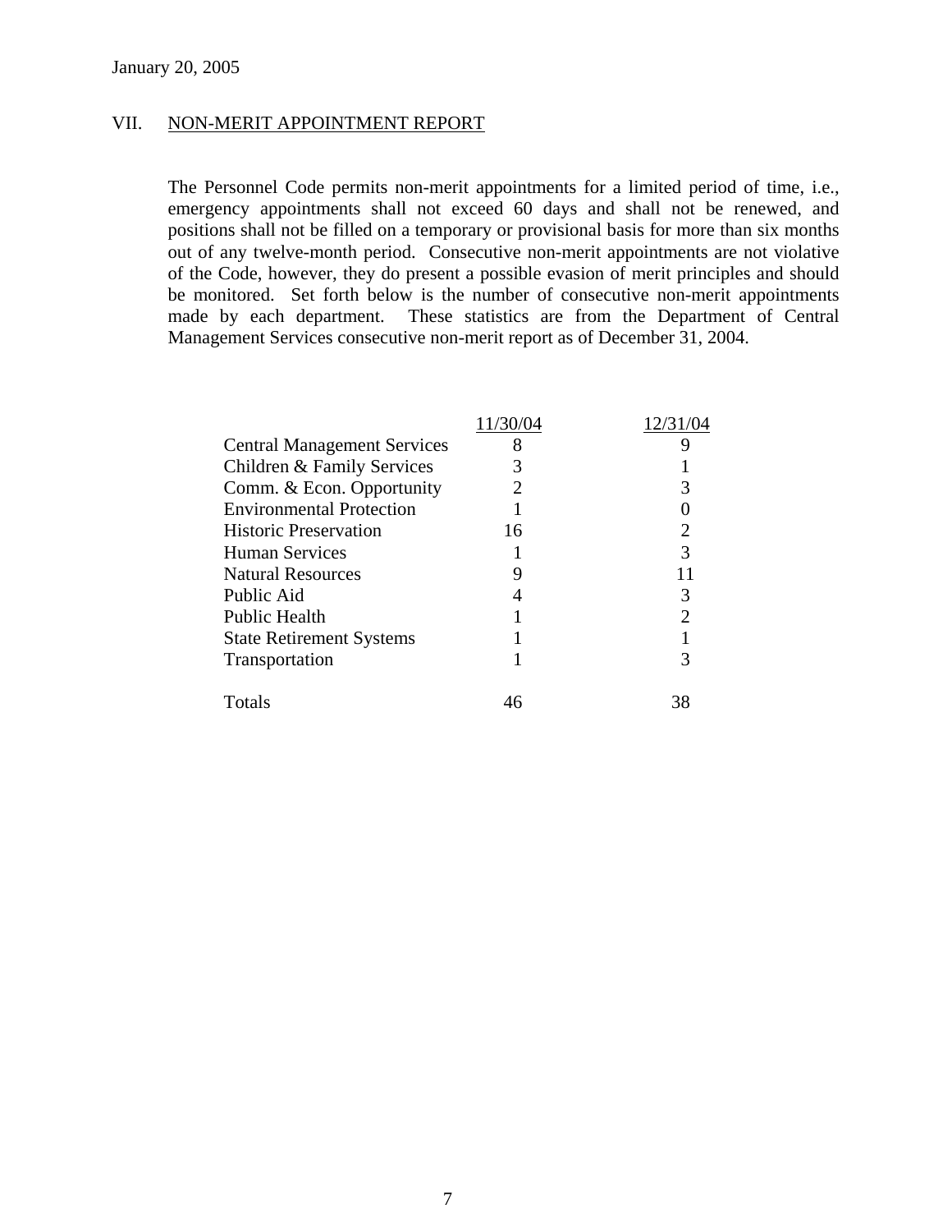January 20, 2005

## VII. NON-MERIT APPOINTMENT REPORT

The Personnel Code permits non-merit appointments for a limited period of time, i.e., emergency appointments shall not exceed 60 days and shall not be renewed, and positions shall not be filled on a temporary or provisional basis for more than six months out of any twelve-month period. Consecutive non-merit appointments are not violative of the Code, however, they do present a possible evasion of merit principles and should be monitored. Set forth below is the number of consecutive non-merit appointments made by each department. These statistics are from the Department of Central Management Services consecutive non-merit report as of December 31, 2004.

| | 11/30/04 | 12/31/04 |
|---|---|---|
| Central Management Services | 8 | 9 |
| Children & Family Services | 3 | 1 |
| Comm. & Econ. Opportunity | 2 | 3 |
| Environmental Protection | 1 | 0 |
| Historic Preservation | 16 | 2 |
| Human Services | 1 | 3 |
| Natural Resources | 9 | 11 |
| Public Aid | 4 | 3 |
| Public Health | 1 | 2 |
| State Retirement Systems | 1 | 1 |
| Transportation | 1 | 3 |
| Totals | 46 | 38 |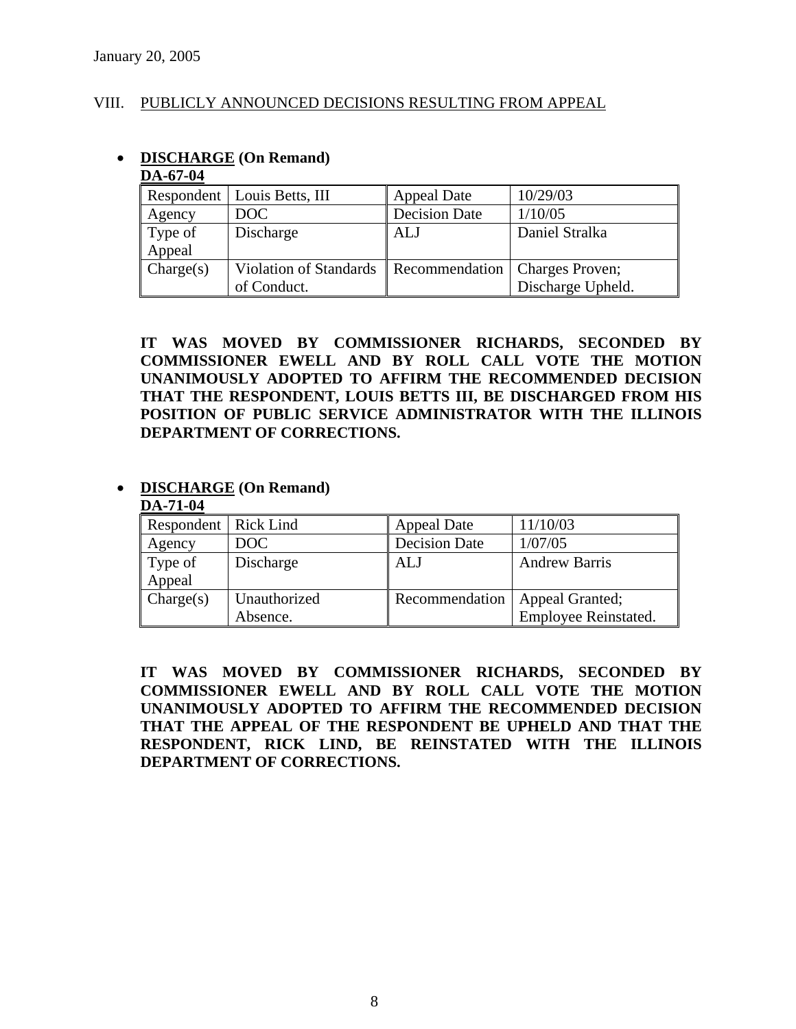January 20, 2005

## VIII. PUBLICLY ANNOUNCED DECISIONS RESULTING FROM APPEAL

- **DISCHARGE (On Remand)**

**DA-67-04**

| Respondent | Louis Betts, III | Appeal Date | 10/29/03 |
|---|---|---|---|
| Agency | DOC | Decision Date | 1/10/05 |
| Type of Appeal | Discharge | ALJ | Daniel Stralka |
| Charge(s) | Violation of Standards of Conduct. | Recommendation | Charges Proven; Discharge Upheld. |

**IT WAS MOVED BY COMMISSIONER RICHARDS, SECONDED BY COMMISSIONER EWELL AND BY ROLL CALL VOTE THE MOTION UNANIMOUSLY ADOPTED TO AFFIRM THE RECOMMENDED DECISION THAT THE RESPONDENT, LOUIS BETTS III, BE DISCHARGED FROM HIS POSITION OF PUBLIC SERVICE ADMINISTRATOR WITH THE ILLINOIS DEPARTMENT OF CORRECTIONS.**

- **DISCHARGE (On Remand)**

**DA-71-04**

| Respondent | Rick Lind | Appeal Date | 11/10/03 |
|---|---|---|---|
| Agency | DOC | Decision Date | 1/07/05 |
| Type of Appeal | Discharge | ALJ | Andrew Barris |
| Charge(s) | Unauthorized Absence. | Recommendation | Appeal Granted; Employee Reinstated. |

**IT WAS MOVED BY COMMISSIONER RICHARDS, SECONDED BY COMMISSIONER EWELL AND BY ROLL CALL VOTE THE MOTION UNANIMOUSLY ADOPTED TO AFFIRM THE RECOMMENDED DECISION THAT THE APPEAL OF THE RESPONDENT BE UPHELD AND THAT THE RESPONDENT, RICK LIND, BE REINSTATED WITH THE ILLINOIS DEPARTMENT OF CORRECTIONS.**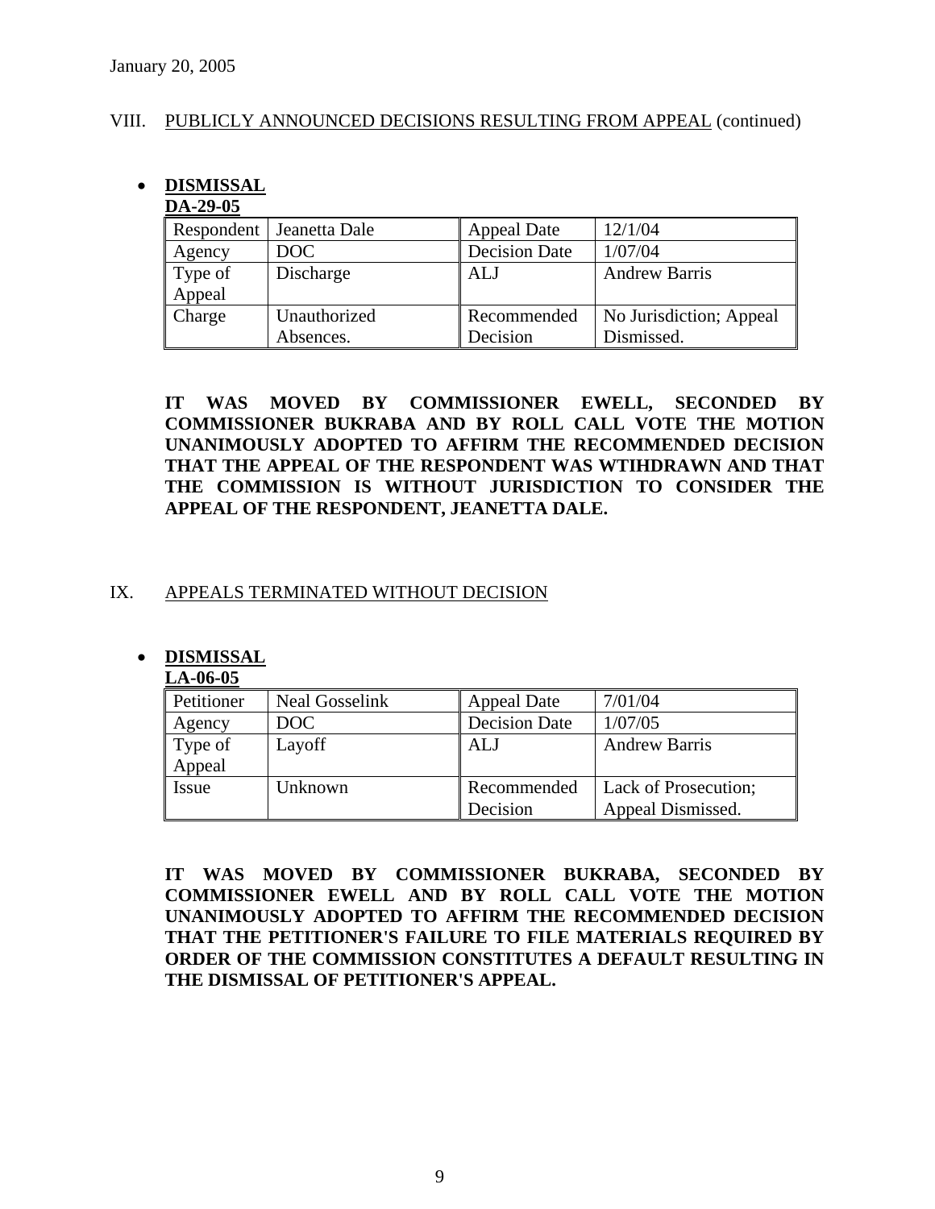January 20, 2005

VIII. PUBLICLY ANNOUNCED DECISIONS RESULTING FROM APPEAL (continued)

- **DISMISSAL**

**DA-29-05**

| Respondent | Jeanetta Dale | Appeal Date | 12/1/04 |
|---|---|---|---|
| Agency | DOC | Decision Date | 1/07/04 |
| Type of Appeal | Discharge | ALJ | Andrew Barris |
| Charge | Unauthorized Absences. | Recommended Decision | No Jurisdiction; Appeal Dismissed. |

**IT WAS MOVED BY COMMISSIONER EWELL, SECONDED BY COMMISSIONER BUKRABA AND BY ROLL CALL VOTE THE MOTION UNANIMOUSLY ADOPTED TO AFFIRM THE RECOMMENDED DECISION THAT THE APPEAL OF THE RESPONDENT WAS WTIHDRAWN AND THAT THE COMMISSION IS WITHOUT JURISDICTION TO CONSIDER THE APPEAL OF THE RESPONDENT, JEANETTA DALE.**

IX. APPEALS TERMINATED WITHOUT DECISION

- **DISMISSAL**

**LA-06-05**

| Petitioner | Neal Gosselink | Appeal Date | 7/01/04 |
|---|---|---|---|
| Agency | DOC | Decision Date | 1/07/05 |
| Type of Appeal | Layoff | ALJ | Andrew Barris |
| Issue | Unknown | Recommended Decision | Lack of Prosecution; Appeal Dismissed. |

**IT WAS MOVED BY COMMISSIONER BUKRABA, SECONDED BY COMMISSIONER EWELL AND BY ROLL CALL VOTE THE MOTION UNANIMOUSLY ADOPTED TO AFFIRM THE RECOMMENDED DECISION THAT THE PETITIONER'S FAILURE TO FILE MATERIALS REQUIRED BY ORDER OF THE COMMISSION CONSTITUTES A DEFAULT RESULTING IN THE DISMISSAL OF PETITIONER'S APPEAL.**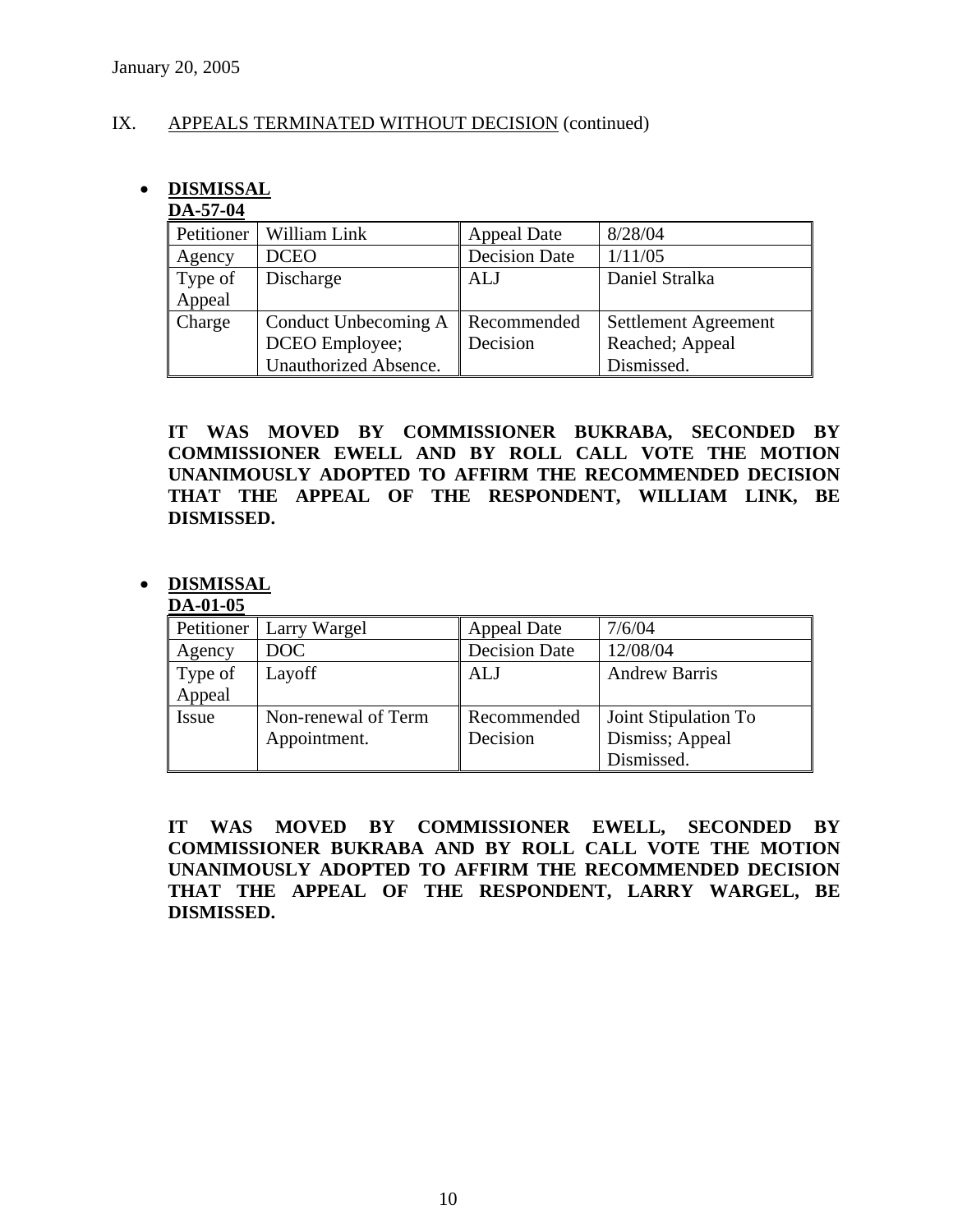January 20, 2005

IX. APPEALS TERMINATED WITHOUT DECISION (continued)

- **DISMISSAL**

**DA-57-04**

| Petitioner | William Link | Appeal Date | 8/28/04 |
|---|---|---|---|
| Agency | DCEO | Decision Date | 1/11/05 |
| Type of Appeal | Discharge | ALJ | Daniel Stralka |
| Charge | Conduct Unbecoming A DCEO Employee; Unauthorized Absence. | Recommended Decision | Settlement Agreement Reached; Appeal Dismissed. |

**IT WAS MOVED BY COMMISSIONER BUKRABA, SECONDED BY COMMISSIONER EWELL AND BY ROLL CALL VOTE THE MOTION UNANIMOUSLY ADOPTED TO AFFIRM THE RECOMMENDED DECISION THAT THE APPEAL OF THE RESPONDENT, WILLIAM LINK, BE DISMISSED.**

- **DISMISSAL**

**DA-01-05**

| Petitioner | Larry Wargel | Appeal Date | 7/6/04 |
|---|---|---|---|
| Agency | DOC | Decision Date | 12/08/04 |
| Type of Appeal | Layoff | ALJ | Andrew Barris |
| Issue | Non-renewal of Term Appointment. | Recommended Decision | Joint Stipulation To Dismiss; Appeal Dismissed. |

**IT WAS MOVED BY COMMISSIONER EWELL, SECONDED BY COMMISSIONER BUKRABA AND BY ROLL CALL VOTE THE MOTION UNANIMOUSLY ADOPTED TO AFFIRM THE RECOMMENDED DECISION THAT THE APPEAL OF THE RESPONDENT, LARRY WARGEL, BE DISMISSED.**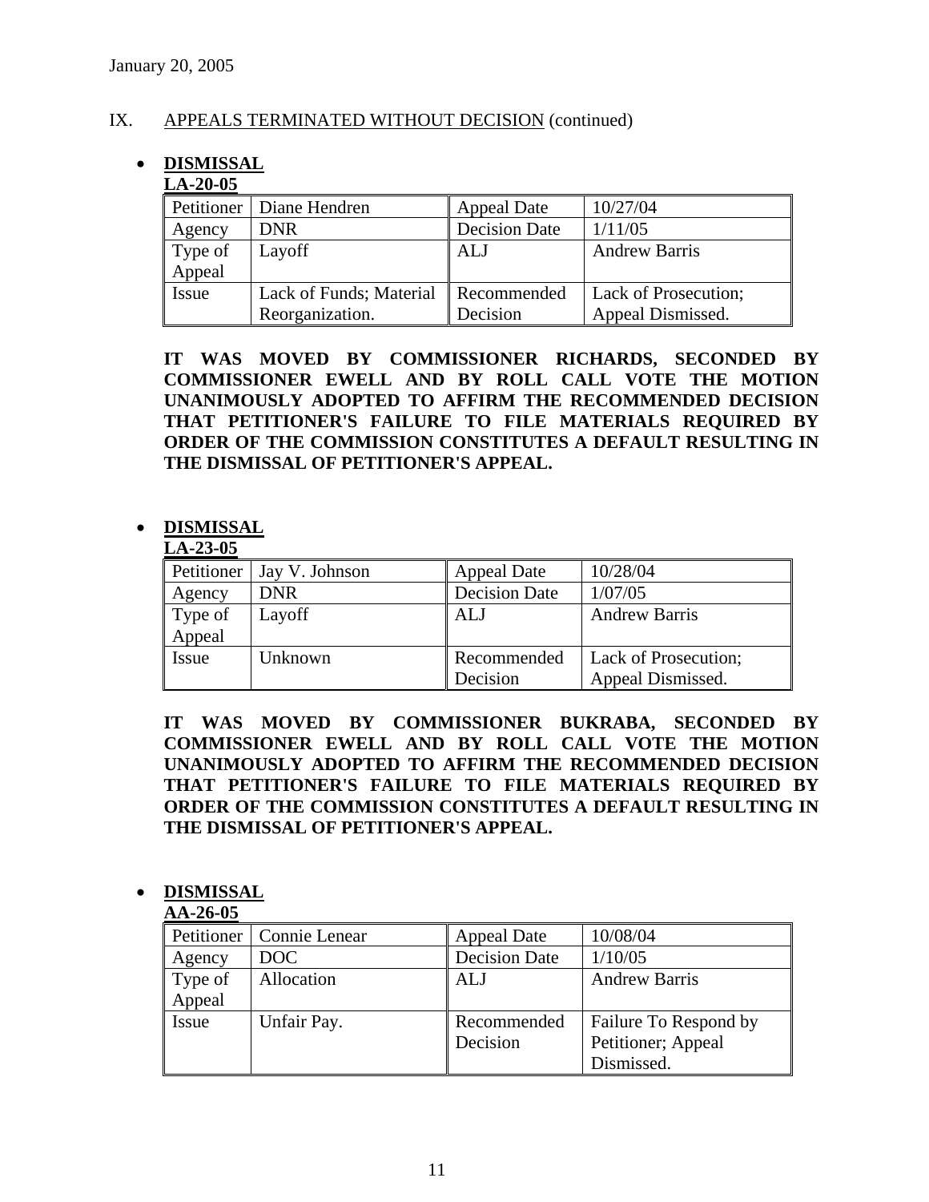January 20, 2005

IX. APPEALS TERMINATED WITHOUT DECISION (continued)

- **DISMISSAL**

**LA-20-05**

| Petitioner | Diane Hendren | Appeal Date | 10/27/04 |
|---|---|---|---|
| Agency | DNR | Decision Date | 1/11/05 |
| Type of Appeal | Layoff | ALJ | Andrew Barris |
| Issue | Lack of Funds; Material Reorganization. | Recommended Decision | Lack of Prosecution; Appeal Dismissed. |

**IT WAS MOVED BY COMMISSIONER RICHARDS, SECONDED BY COMMISSIONER EWELL AND BY ROLL CALL VOTE THE MOTION UNANIMOUSLY ADOPTED TO AFFIRM THE RECOMMENDED DECISION THAT PETITIONER'S FAILURE TO FILE MATERIALS REQUIRED BY ORDER OF THE COMMISSION CONSTITUTES A DEFAULT RESULTING IN THE DISMISSAL OF PETITIONER'S APPEAL.**

- **DISMISSAL**

**LA-23-05**

| Petitioner | Jay V. Johnson | Appeal Date | 10/28/04 |
|---|---|---|---|
| Agency | DNR | Decision Date | 1/07/05 |
| Type of Appeal | Layoff | ALJ | Andrew Barris |
| Issue | Unknown | Recommended Decision | Lack of Prosecution; Appeal Dismissed. |

**IT WAS MOVED BY COMMISSIONER BUKRABA, SECONDED BY COMMISSIONER EWELL AND BY ROLL CALL VOTE THE MOTION UNANIMOUSLY ADOPTED TO AFFIRM THE RECOMMENDED DECISION THAT PETITIONER'S FAILURE TO FILE MATERIALS REQUIRED BY ORDER OF THE COMMISSION CONSTITUTES A DEFAULT RESULTING IN THE DISMISSAL OF PETITIONER'S APPEAL.**

- **DISMISSAL**

**AA-26-05**

| Petitioner | Connie Lenear | Appeal Date | 10/08/04 |
|---|---|---|---|
| Agency | DOC | Decision Date | 1/10/05 |
| Type of Appeal | Allocation | ALJ | Andrew Barris |
| Issue | Unfair Pay. | Recommended Decision | Failure To Respond by Petitioner; Appeal Dismissed. |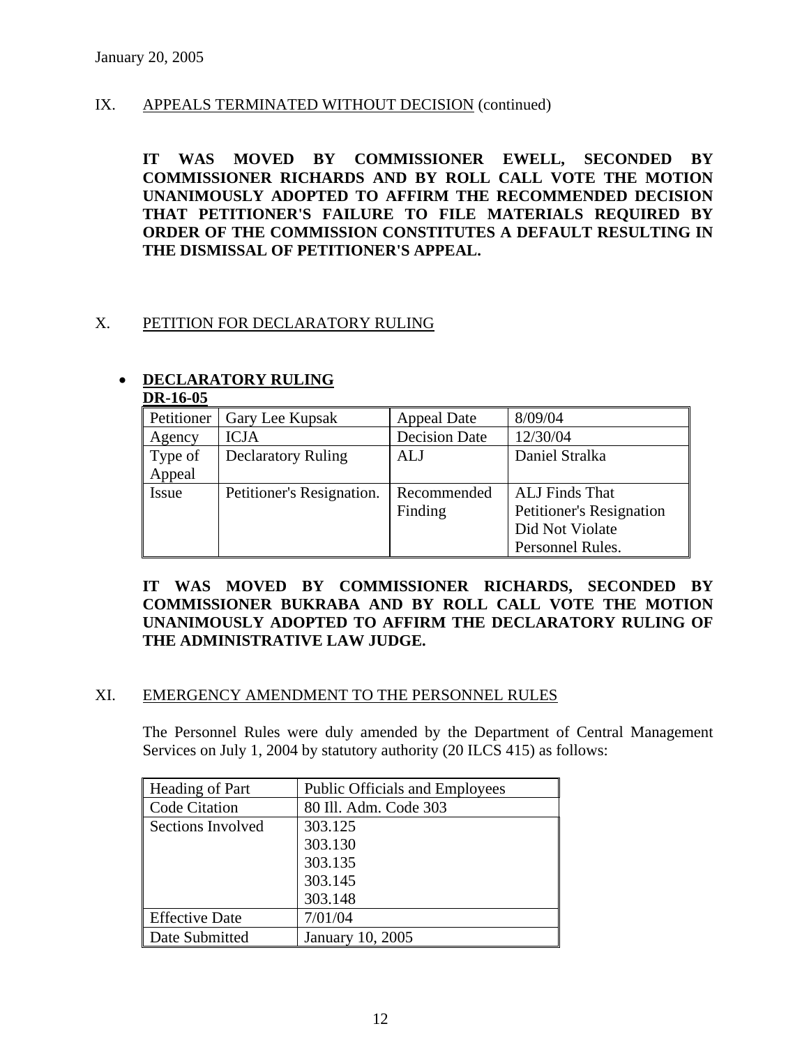January 20, 2005

## IX. APPEALS TERMINATED WITHOUT DECISION (continued)

**IT WAS MOVED BY COMMISSIONER EWELL, SECONDED BY COMMISSIONER RICHARDS AND BY ROLL CALL VOTE THE MOTION UNANIMOUSLY ADOPTED TO AFFIRM THE RECOMMENDED DECISION THAT PETITIONER'S FAILURE TO FILE MATERIALS REQUIRED BY ORDER OF THE COMMISSION CONSTITUTES A DEFAULT RESULTING IN THE DISMISSAL OF PETITIONER'S APPEAL.**

## X. PETITION FOR DECLARATORY RULING

- **DECLARATORY RULING**

**DR-16-05**

| Petitioner | Gary Lee Kupsak | Appeal Date | 8/09/04 |
|---|---|---|---|
| Agency | ICJA | Decision Date | 12/30/04 |
| Type of Appeal | Declaratory Ruling | ALJ | Daniel Stralka |
| Issue | Petitioner's Resignation. | Recommended Finding | ALJ Finds That Petitioner's Resignation Did Not Violate Personnel Rules. |

**IT WAS MOVED BY COMMISSIONER RICHARDS, SECONDED BY COMMISSIONER BUKRABA AND BY ROLL CALL VOTE THE MOTION UNANIMOUSLY ADOPTED TO AFFIRM THE DECLARATORY RULING OF THE ADMINISTRATIVE LAW JUDGE.**

## XI. EMERGENCY AMENDMENT TO THE PERSONNEL RULES

The Personnel Rules were duly amended by the Department of Central Management Services on July 1, 2004 by statutory authority (20 ILCS 415) as follows:

| Heading of Part | Public Officials and Employees |
|---|---|
| Code Citation | 80 Ill. Adm. Code 303 |
| Sections Involved | 303.125<br>303.130<br>303.135<br>303.145<br>303.148 |
| Effective Date | 7/01/04 |
| Date Submitted | January 10, 2005 |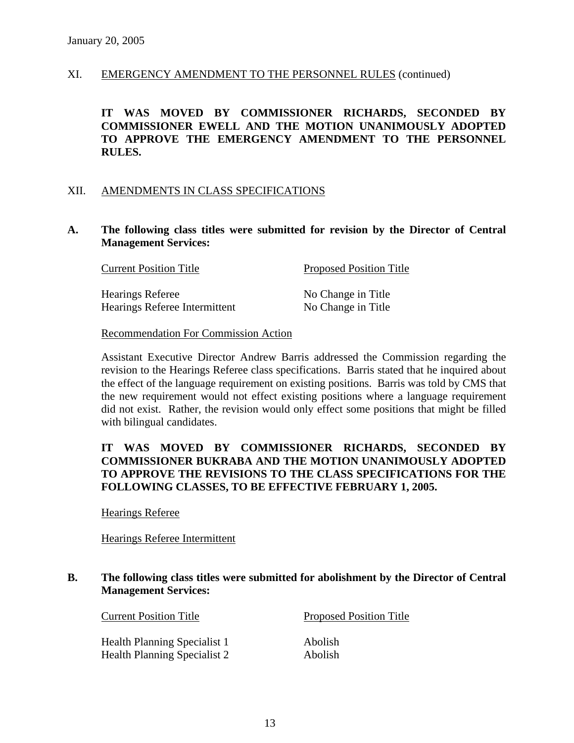January 20, 2005

## XI. EMERGENCY AMENDMENT TO THE PERSONNEL RULES (continued)

**IT WAS MOVED BY COMMISSIONER RICHARDS, SECONDED BY COMMISSIONER EWELL AND THE MOTION UNANIMOUSLY ADOPTED TO APPROVE THE EMERGENCY AMENDMENT TO THE PERSONNEL RULES.**

## XII. AMENDMENTS IN CLASS SPECIFICATIONS

**A. The following class titles were submitted for revision by the Director of Central Management Services:**

| Current Position Title | Proposed Position Title |
|---|---|
| Hearings Referee | No Change in Title |
| Hearings Referee Intermittent | No Change in Title |

Recommendation For Commission Action

Assistant Executive Director Andrew Barris addressed the Commission regarding the revision to the Hearings Referee class specifications. Barris stated that he inquired about the effect of the language requirement on existing positions. Barris was told by CMS that the new requirement would not effect existing positions where a language requirement did not exist. Rather, the revision would only effect some positions that might be filled with bilingual candidates.

**IT WAS MOVED BY COMMISSIONER RICHARDS, SECONDED BY COMMISSIONER BUKRABA AND THE MOTION UNANIMOUSLY ADOPTED TO APPROVE THE REVISIONS TO THE CLASS SPECIFICATIONS FOR THE FOLLOWING CLASSES, TO BE EFFECTIVE FEBRUARY 1, 2005.**

Hearings Referee

Hearings Referee Intermittent

**B. The following class titles were submitted for abolishment by the Director of Central Management Services:**

| Current Position Title | Proposed Position Title |
|---|---|
| Health Planning Specialist 1 | Abolish |
| Health Planning Specialist 2 | Abolish |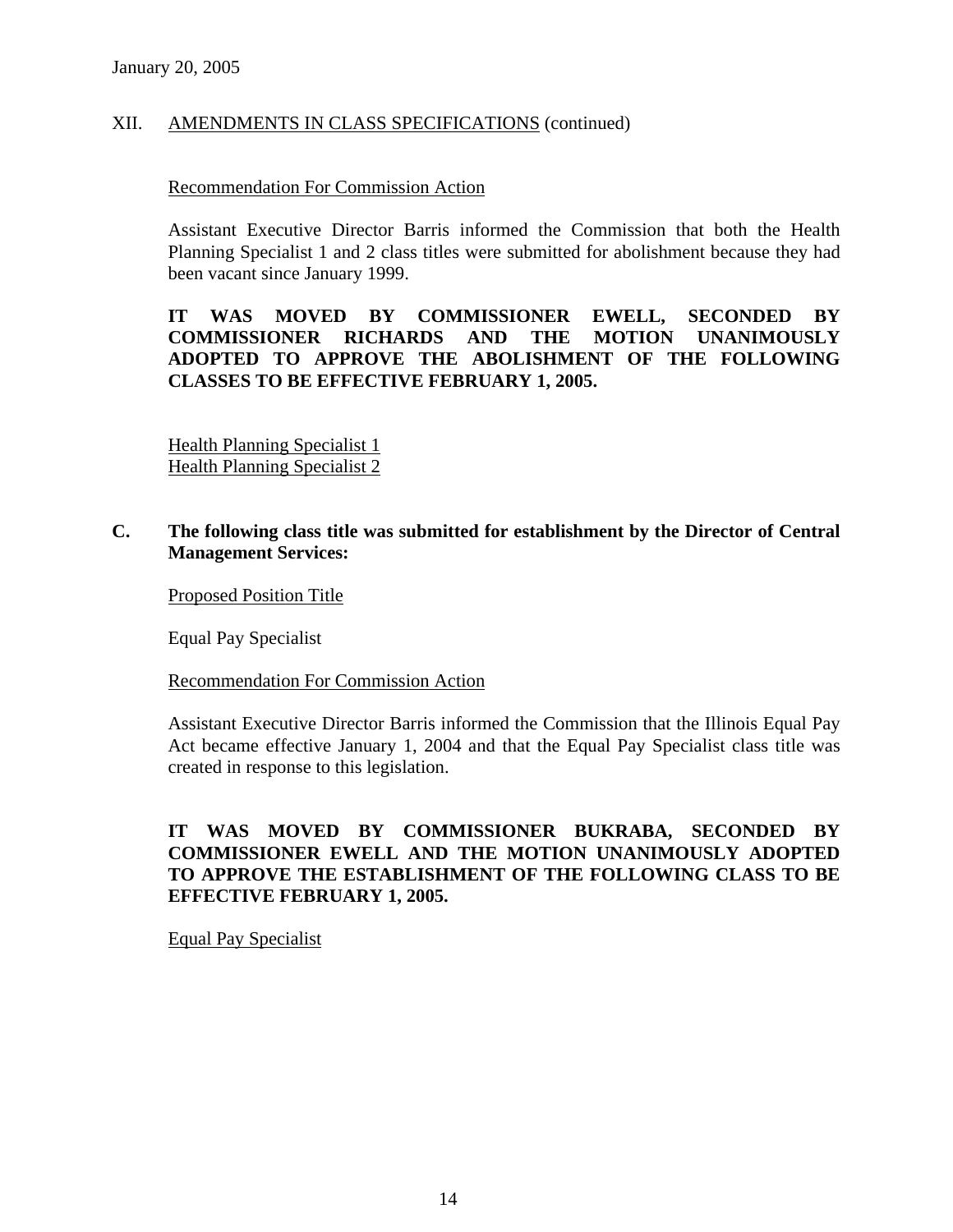January 20, 2005

XII. AMENDMENTS IN CLASS SPECIFICATIONS (continued)

Recommendation For Commission Action

Assistant Executive Director Barris informed the Commission that both the Health Planning Specialist 1 and 2 class titles were submitted for abolishment because they had been vacant since January 1999.

**IT WAS MOVED BY COMMISSIONER EWELL, SECONDED BY COMMISSIONER RICHARDS AND THE MOTION UNANIMOUSLY ADOPTED TO APPROVE THE ABOLISHMENT OF THE FOLLOWING CLASSES TO BE EFFECTIVE FEBRUARY 1, 2005.**

Health Planning Specialist 1
Health Planning Specialist 2

**C. The following class title was submitted for establishment by the Director of Central Management Services:**

Proposed Position Title

Equal Pay Specialist

Recommendation For Commission Action

Assistant Executive Director Barris informed the Commission that the Illinois Equal Pay Act became effective January 1, 2004 and that the Equal Pay Specialist class title was created in response to this legislation.

**IT WAS MOVED BY COMMISSIONER BUKRABA, SECONDED BY COMMISSIONER EWELL AND THE MOTION UNANIMOUSLY ADOPTED TO APPROVE THE ESTABLISHMENT OF THE FOLLOWING CLASS TO BE EFFECTIVE FEBRUARY 1, 2005.**

Equal Pay Specialist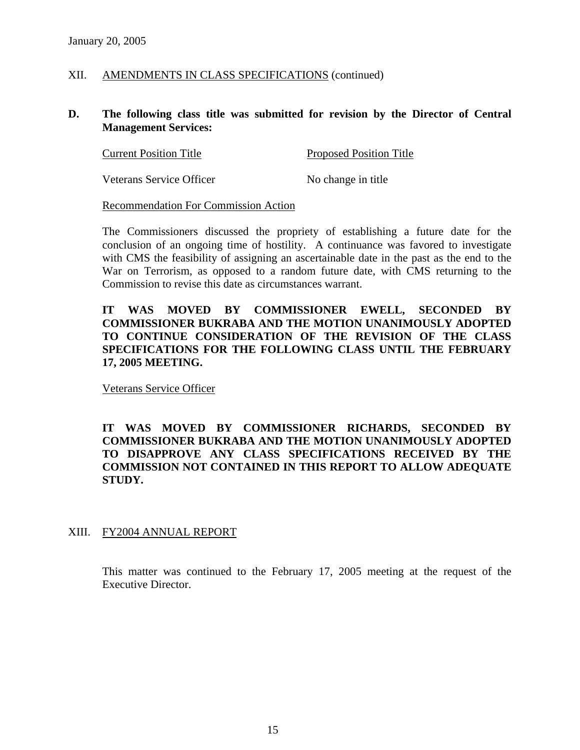January 20, 2005

XII. AMENDMENTS IN CLASS SPECIFICATIONS (continued)

**D. The following class title was submitted for revision by the Director of Central Management Services:**

| Current Position Title | Proposed Position Title |
| --- | --- |
| Veterans Service Officer | No change in title |

Recommendation For Commission Action

The Commissioners discussed the propriety of establishing a future date for the conclusion of an ongoing time of hostility. A continuance was favored to investigate with CMS the feasibility of assigning an ascertainable date in the past as the end to the War on Terrorism, as opposed to a random future date, with CMS returning to the Commission to revise this date as circumstances warrant.

**IT WAS MOVED BY COMMISSIONER EWELL, SECONDED BY COMMISSIONER BUKRABA AND THE MOTION UNANIMOUSLY ADOPTED TO CONTINUE CONSIDERATION OF THE REVISION OF THE CLASS SPECIFICATIONS FOR THE FOLLOWING CLASS UNTIL THE FEBRUARY 17, 2005 MEETING.**

Veterans Service Officer

**IT WAS MOVED BY COMMISSIONER RICHARDS, SECONDED BY COMMISSIONER BUKRABA AND THE MOTION UNANIMOUSLY ADOPTED TO DISAPPROVE ANY CLASS SPECIFICATIONS RECEIVED BY THE COMMISSION NOT CONTAINED IN THIS REPORT TO ALLOW ADEQUATE STUDY.**

XIII. FY2004 ANNUAL REPORT

This matter was continued to the February 17, 2005 meeting at the request of the Executive Director.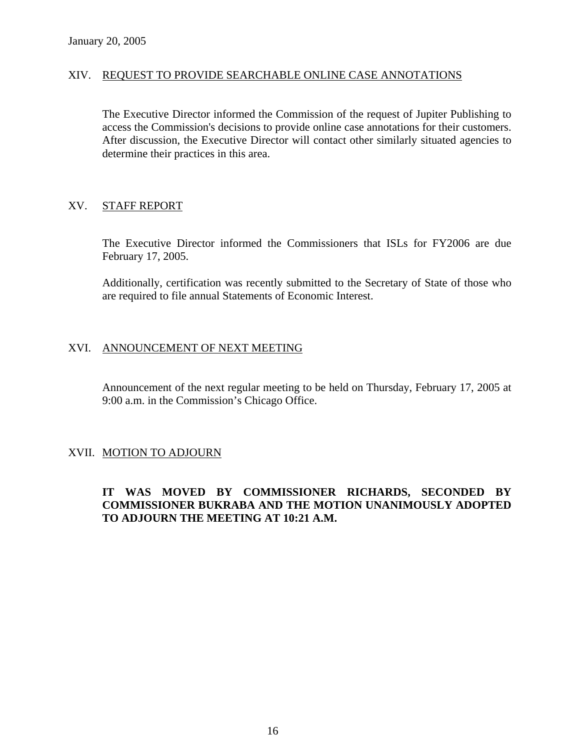January 20, 2005

## XIV. REQUEST TO PROVIDE SEARCHABLE ONLINE CASE ANNOTATIONS

The Executive Director informed the Commission of the request of Jupiter Publishing to access the Commission's decisions to provide online case annotations for their customers. After discussion, the Executive Director will contact other similarly situated agencies to determine their practices in this area.

## XV. STAFF REPORT

The Executive Director informed the Commissioners that ISLs for FY2006 are due February 17, 2005.

Additionally, certification was recently submitted to the Secretary of State of those who are required to file annual Statements of Economic Interest.

## XVI. ANNOUNCEMENT OF NEXT MEETING

Announcement of the next regular meeting to be held on Thursday, February 17, 2005 at 9:00 a.m. in the Commission's Chicago Office.

## XVII. MOTION TO ADJOURN

**IT WAS MOVED BY COMMISSIONER RICHARDS, SECONDED BY COMMISSIONER BUKRABA AND THE MOTION UNANIMOUSLY ADOPTED TO ADJOURN THE MEETING AT 10:21 A.M.**